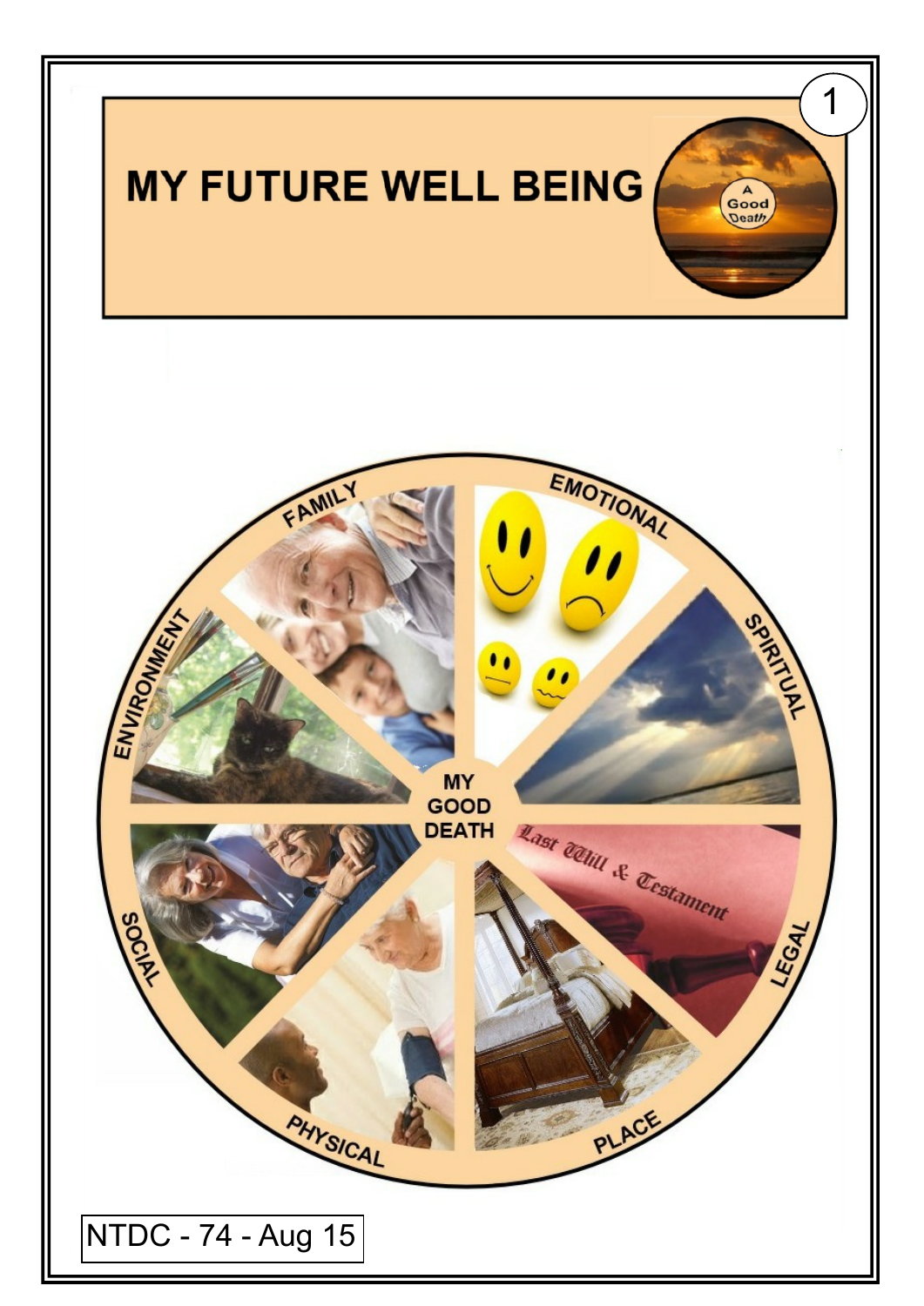# MY FUTURE WELL BEING

A Good Death

FAMILY

EMOTIONAL

SPIRITUAL

LEGAL

PLACE

PHYSICAL

SOCIAL

ENVIRONMENT

MY GOOD DEATH

Last Will & Testament

NTDC - 74 - Aug 15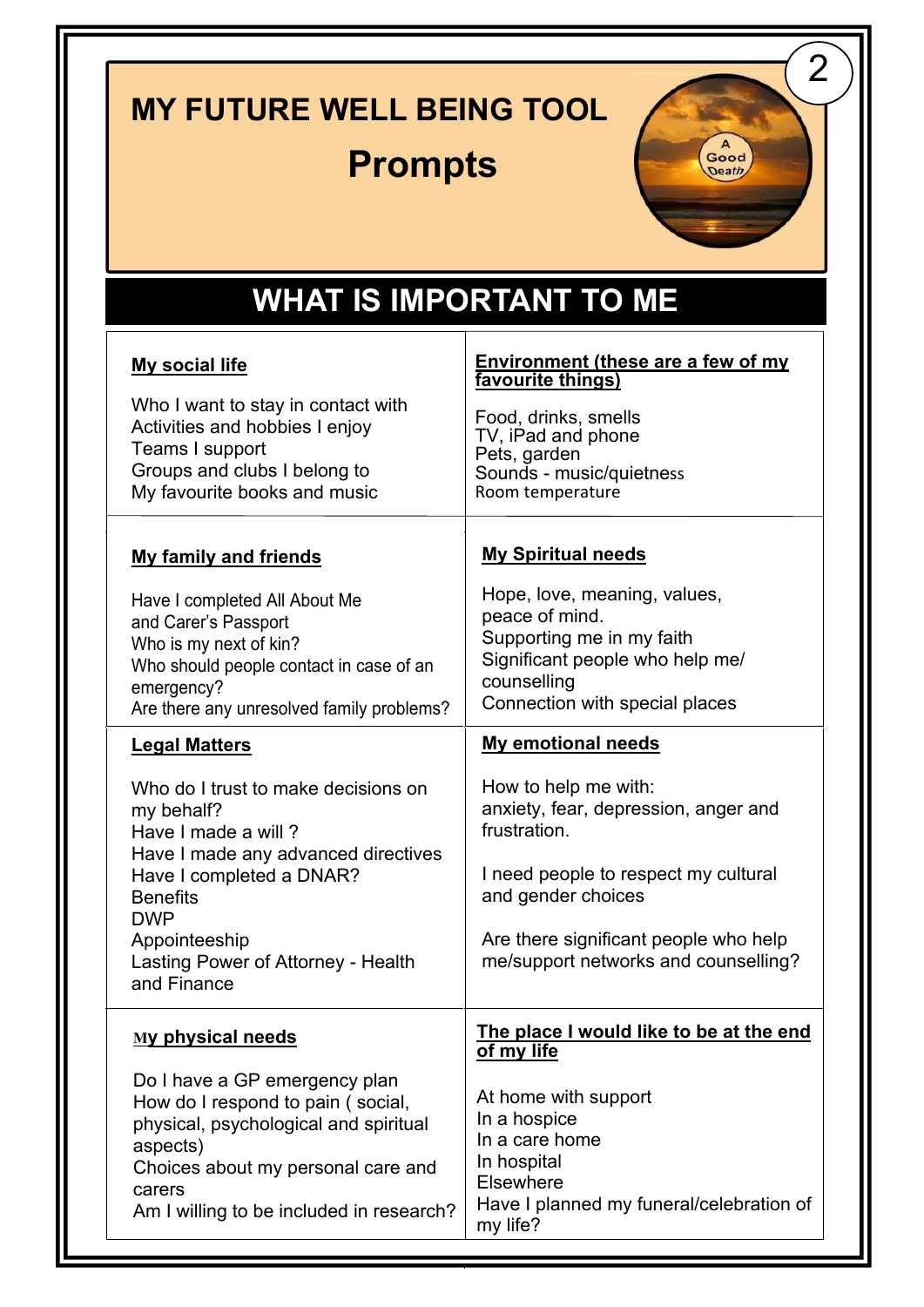# MY FUTURE WELL BEING TOOL

## Prompts

## WHAT IS IMPORTANT TO ME

### My social life

Who I want to stay in contact with
Activities and hobbies I enjoy
Teams I support
Groups and clubs I belong to
My favourite books and music

### Environment (these are a few of my favourite things)

Food, drinks, smells
TV, iPad and phone
Pets, garden
Sounds - music/quietness
Room temperature

### My family and friends

Have I completed All About Me and Carer's Passport
Who is my next of kin?
Who should people contact in case of an emergency?
Are there any unresolved family problems?

### My Spiritual needs

Hope, love, meaning, values, peace of mind.
Supporting me in my faith
Significant people who help me/ counselling
Connection with special places

### Legal Matters

Who do I trust to make decisions on my behalf?
Have I made a will ?
Have I made any advanced directives
Have I completed a DNAR?
Benefits
DWP
Appointeeship
Lasting Power of Attorney - Health and Finance

### My emotional needs

How to help me with:
anxiety, fear, depression, anger and frustration.

I need people to respect my cultural and gender choices

Are there significant people who help me/support networks and counselling?

### My physical needs

Do I have a GP emergency plan
How do I respond to pain ( social, physical, psychological and spiritual aspects)
Choices about my personal care and carers
Am I willing to be included in research?

### The place I would like to be at the end of my life

At home with support
In a hospice
In a care home
In hospital
Elsewhere
Have I planned my funeral/celebration of my life?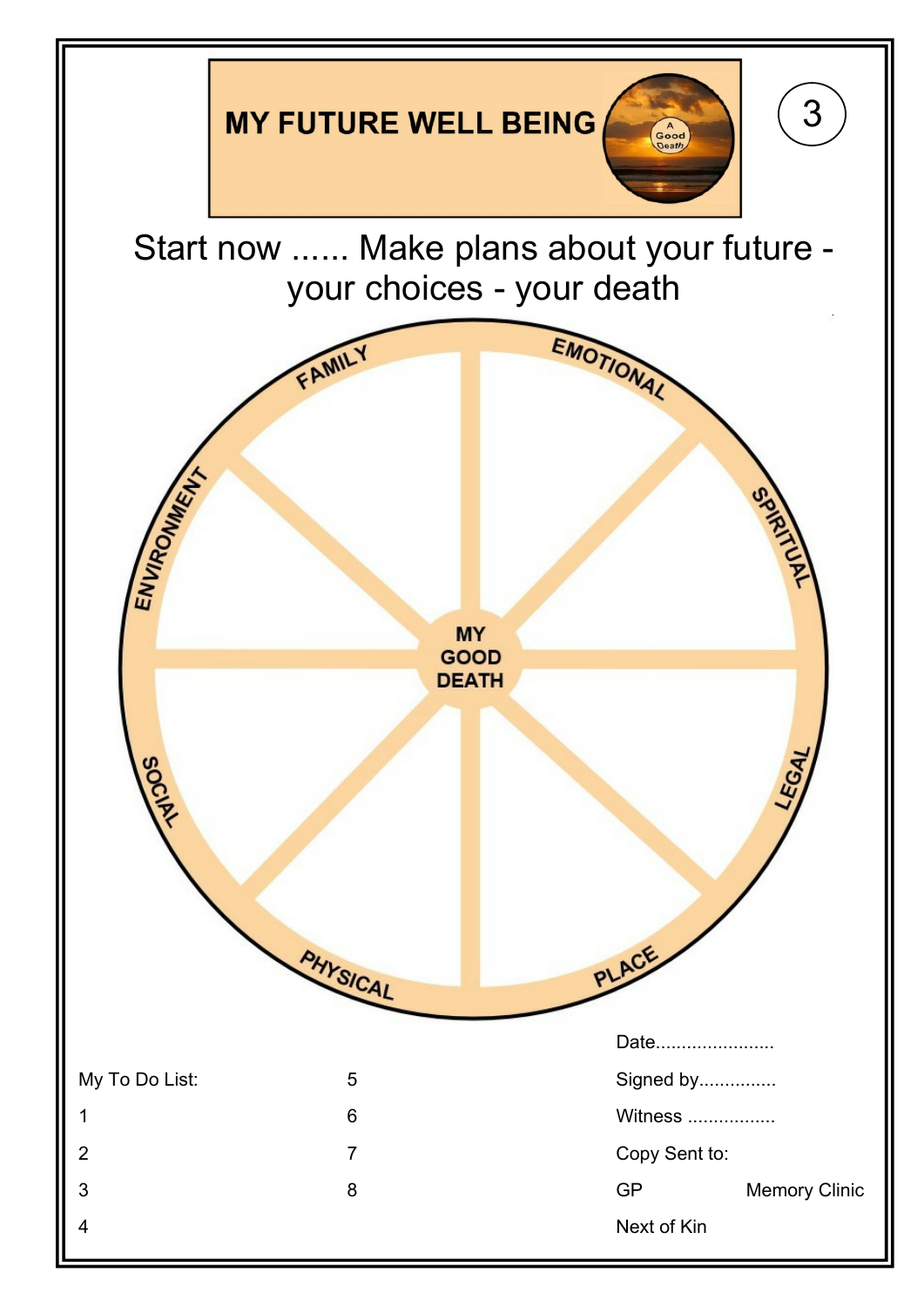# MY FUTURE WELL BEING

A Good Death

3

Start now ...... Make plans about your future - your choices - your death

FAMILY

EMOTIONAL

SPIRITUAL

LEGAL

PLACE

PHYSICAL

SOCIAL

ENVIRONMENT

MY GOOD DEATH

My To Do List:

1

2

3

4

5

6

7

8

Date.......................

Signed by...............

Witness .................

Copy Sent to:

GP Memory Clinic

Next of Kin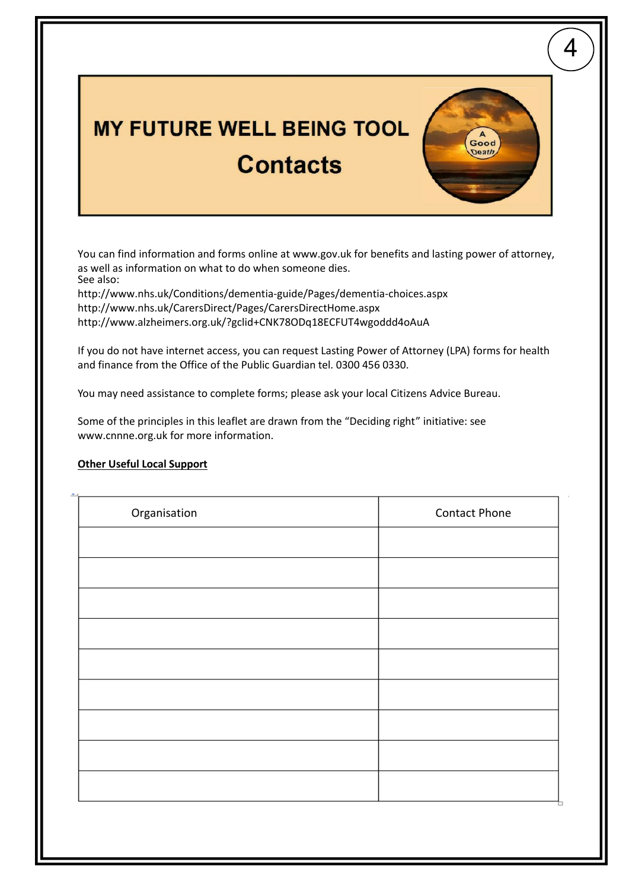# MY FUTURE WELL BEING TOOL

## Contacts

You can find information and forms online at www.gov.uk for benefits and lasting power of attorney, as well as information on what to do when someone dies.
See also:
http://www.nhs.uk/Conditions/dementia-guide/Pages/dementia-choices.aspx
http://www.nhs.uk/CarersDirect/Pages/CarersDirectHome.aspx
http://www.alzheimers.org.uk/?gclid+CNK78ODq18ECFUT4wgoddd4oAuA

If you do not have internet access, you can request Lasting Power of Attorney (LPA) forms for health and finance from the Office of the Public Guardian tel. 0300 456 0330.

You may need assistance to complete forms; please ask your local Citizens Advice Bureau.

Some of the principles in this leaflet are drawn from the "Deciding right" initiative: see www.cnnne.org.uk for more information.

**Other Useful Local Support**

| Organisation | Contact Phone |
|---|---|
| | |
| | |
| | |
| | |
| | |
| | |
| | |
| | |
| | |